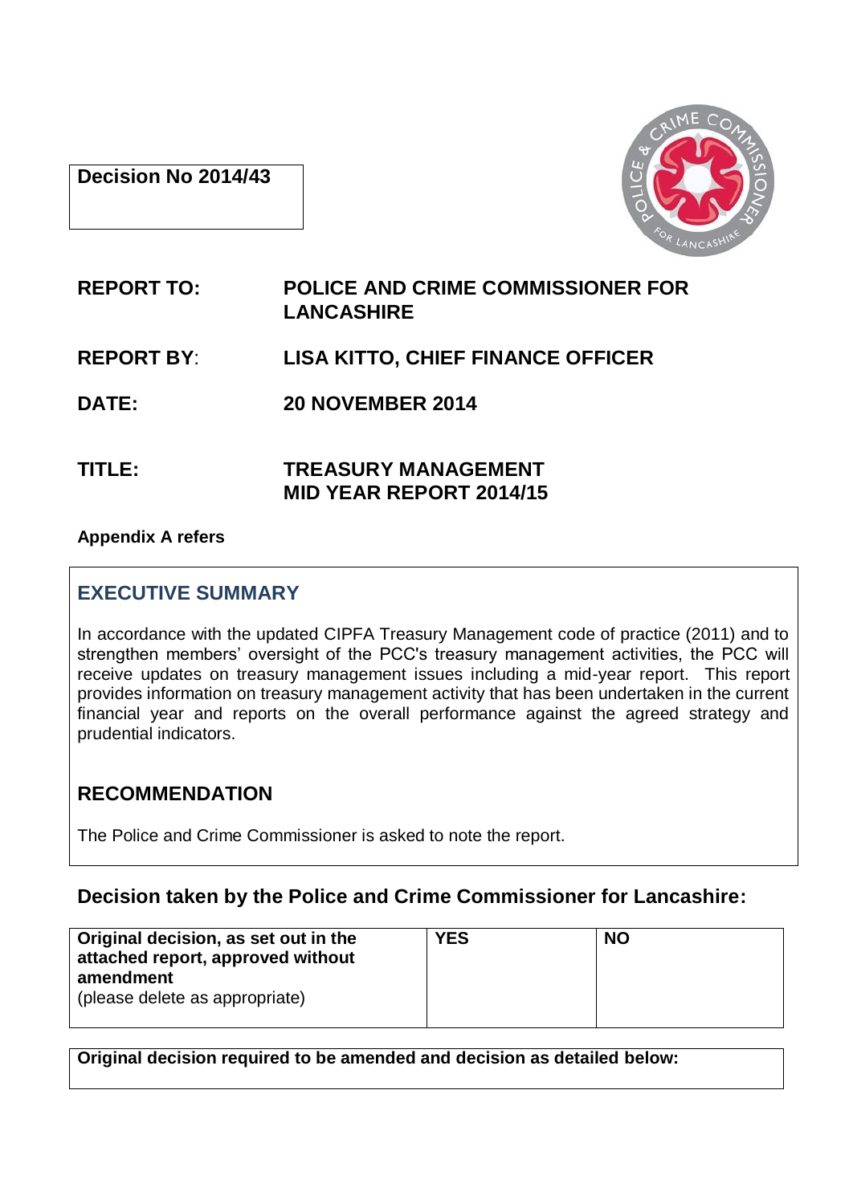**Decision No 2014/43**

| | |
|---|---|
| **REPORT TO:** | **POLICE AND CRIME COMMISSIONER FOR LANCASHIRE** |
| **REPORT BY:** | **LISA KITTO, CHIEF FINANCE OFFICER** |
| **DATE:** | **20 NOVEMBER 2014** |
| **TITLE:** | **TREASURY MANAGEMENT MID YEAR REPORT 2014/15** |

**Appendix A refers**

## EXECUTIVE SUMMARY

In accordance with the updated CIPFA Treasury Management code of practice (2011) and to strengthen members' oversight of the PCC's treasury management activities, the PCC will receive updates on treasury management issues including a mid-year report. This report provides information on treasury management activity that has been undertaken in the current financial year and reports on the overall performance against the agreed strategy and prudential indicators.

## RECOMMENDATION

The Police and Crime Commissioner is asked to note the report.

### Decision taken by the Police and Crime Commissioner for Lancashire:

| **Original decision, as set out in the attached report, approved without amendment** (please delete as appropriate) | **YES** | **NO** |
|---|---|---|

| **Original decision required to be amended and decision as detailed below:** |
|---|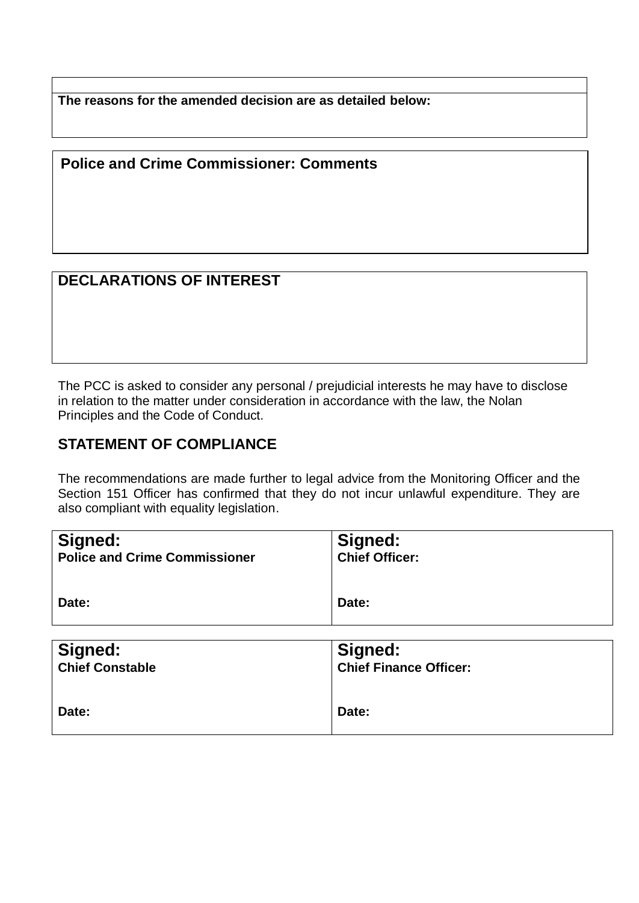**The reasons for the amended decision are as detailed below:**

## Police and Crime Commissioner: Comments

## DECLARATIONS OF INTEREST

The PCC is asked to consider any personal / prejudicial interests he may have to disclose in relation to the matter under consideration in accordance with the law, the Nolan Principles and the Code of Conduct.

## STATEMENT OF COMPLIANCE

The recommendations are made further to legal advice from the Monitoring Officer and the Section 151 Officer has confirmed that they do not incur unlawful expenditure. They are also compliant with equality legislation.

| **Signed:** **Police and Crime Commissioner** | **Signed:** **Chief Officer:** |
| --- | --- |
| **Date:** | **Date:** |

| **Signed:** **Chief Constable** | **Signed:** **Chief Finance Officer:** |
| --- | --- |
| **Date:** | **Date:** |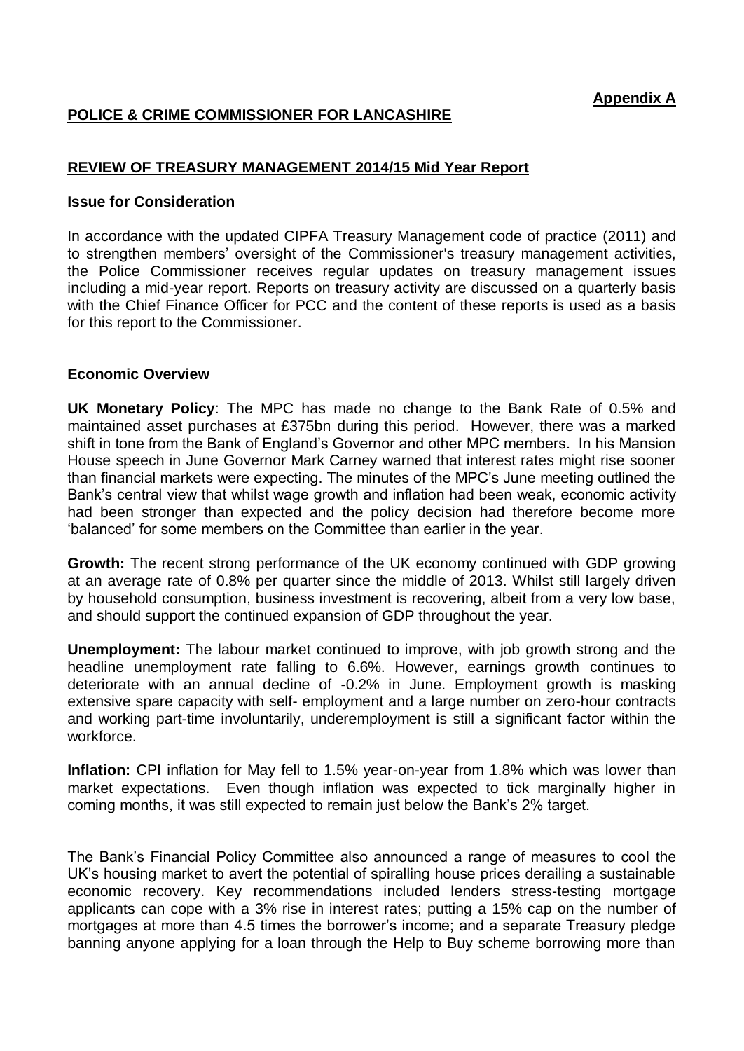**Appendix A**

**POLICE & CRIME COMMISSIONER FOR LANCASHIRE**

**REVIEW OF TREASURY MANAGEMENT 2014/15 Mid Year Report**

**Issue for Consideration**

In accordance with the updated CIPFA Treasury Management code of practice (2011) and to strengthen members' oversight of the Commissioner's treasury management activities, the Police Commissioner receives regular updates on treasury management issues including a mid-year report. Reports on treasury activity are discussed on a quarterly basis with the Chief Finance Officer for PCC and the content of these reports is used as a basis for this report to the Commissioner.

**Economic Overview**

**UK Monetary Policy**: The MPC has made no change to the Bank Rate of 0.5% and maintained asset purchases at £375bn during this period. However, there was a marked shift in tone from the Bank of England's Governor and other MPC members. In his Mansion House speech in June Governor Mark Carney warned that interest rates might rise sooner than financial markets were expecting. The minutes of the MPC's June meeting outlined the Bank's central view that whilst wage growth and inflation had been weak, economic activity had been stronger than expected and the policy decision had therefore become more 'balanced' for some members on the Committee than earlier in the year.

**Growth:** The recent strong performance of the UK economy continued with GDP growing at an average rate of 0.8% per quarter since the middle of 2013. Whilst still largely driven by household consumption, business investment is recovering, albeit from a very low base, and should support the continued expansion of GDP throughout the year.

**Unemployment:** The labour market continued to improve, with job growth strong and the headline unemployment rate falling to 6.6%. However, earnings growth continues to deteriorate with an annual decline of -0.2% in June. Employment growth is masking extensive spare capacity with self- employment and a large number on zero-hour contracts and working part-time involuntarily, underemployment is still a significant factor within the workforce.

**Inflation:** CPI inflation for May fell to 1.5% year-on-year from 1.8% which was lower than market expectations. Even though inflation was expected to tick marginally higher in coming months, it was still expected to remain just below the Bank's 2% target.

The Bank's Financial Policy Committee also announced a range of measures to cool the UK's housing market to avert the potential of spiralling house prices derailing a sustainable economic recovery. Key recommendations included lenders stress-testing mortgage applicants can cope with a 3% rise in interest rates; putting a 15% cap on the number of mortgages at more than 4.5 times the borrower's income; and a separate Treasury pledge banning anyone applying for a loan through the Help to Buy scheme borrowing more than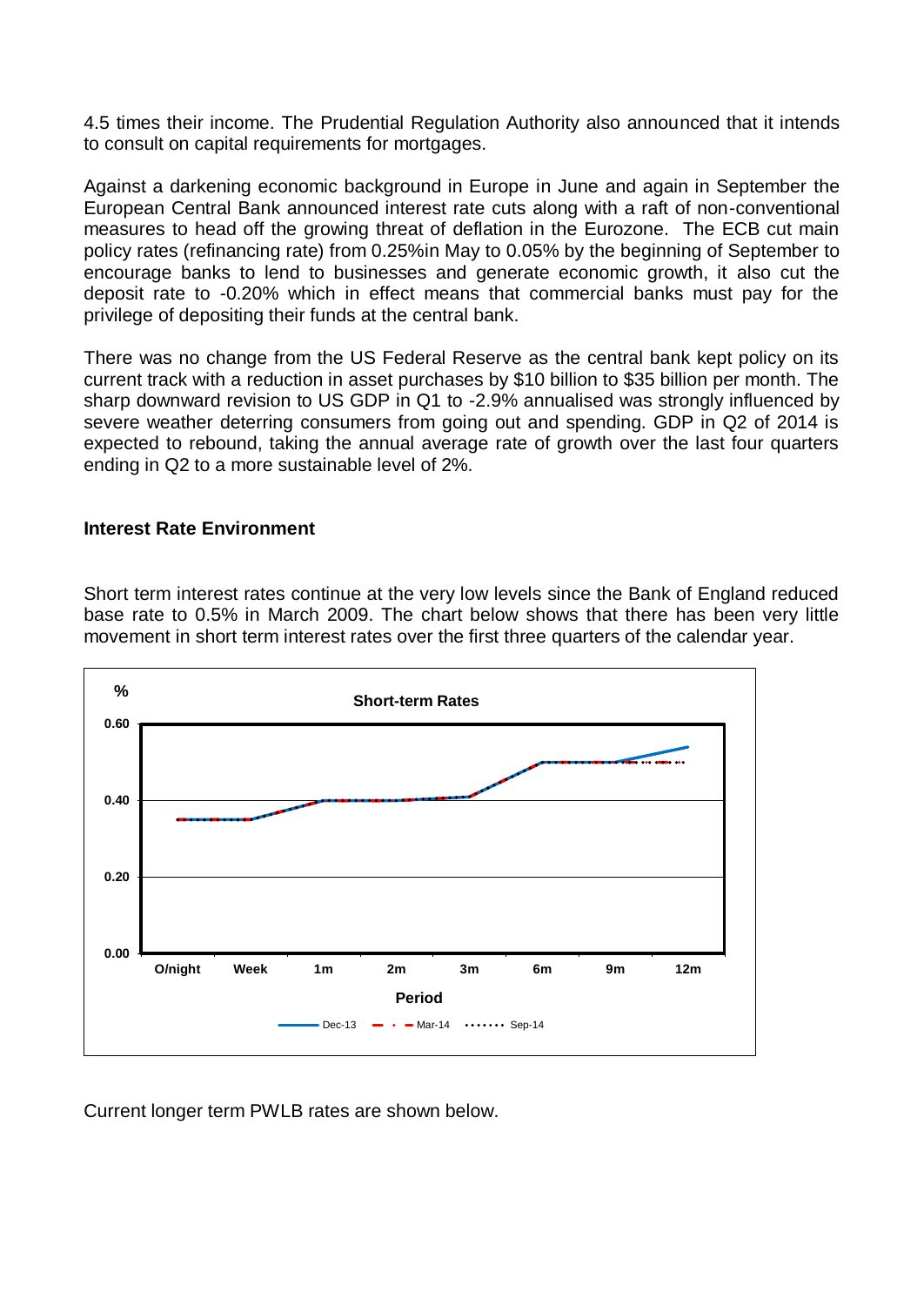4.5 times their income. The Prudential Regulation Authority also announced that it intends to consult on capital requirements for mortgages.

Against a darkening economic background in Europe in June and again in September the European Central Bank announced interest rate cuts along with a raft of non-conventional measures to head off the growing threat of deflation in the Eurozone. The ECB cut main policy rates (refinancing rate) from 0.25%in May to 0.05% by the beginning of September to encourage banks to lend to businesses and generate economic growth, it also cut the deposit rate to -0.20% which in effect means that commercial banks must pay for the privilege of depositing their funds at the central bank.

There was no change from the US Federal Reserve as the central bank kept policy on its current track with a reduction in asset purchases by $10 billion to $35 billion per month. The sharp downward revision to US GDP in Q1 to -2.9% annualised was strongly influenced by severe weather deterring consumers from going out and spending. GDP in Q2 of 2014 is expected to rebound, taking the annual average rate of growth over the last four quarters ending in Q2 to a more sustainable level of 2%.

**Interest Rate Environment**

Short term interest rates continue at the very low levels since the Bank of England reduced base rate to 0.5% in March 2009. The chart below shows that there has been very little movement in short term interest rates over the first three quarters of the calendar year.

Current longer term PWLB rates are shown below.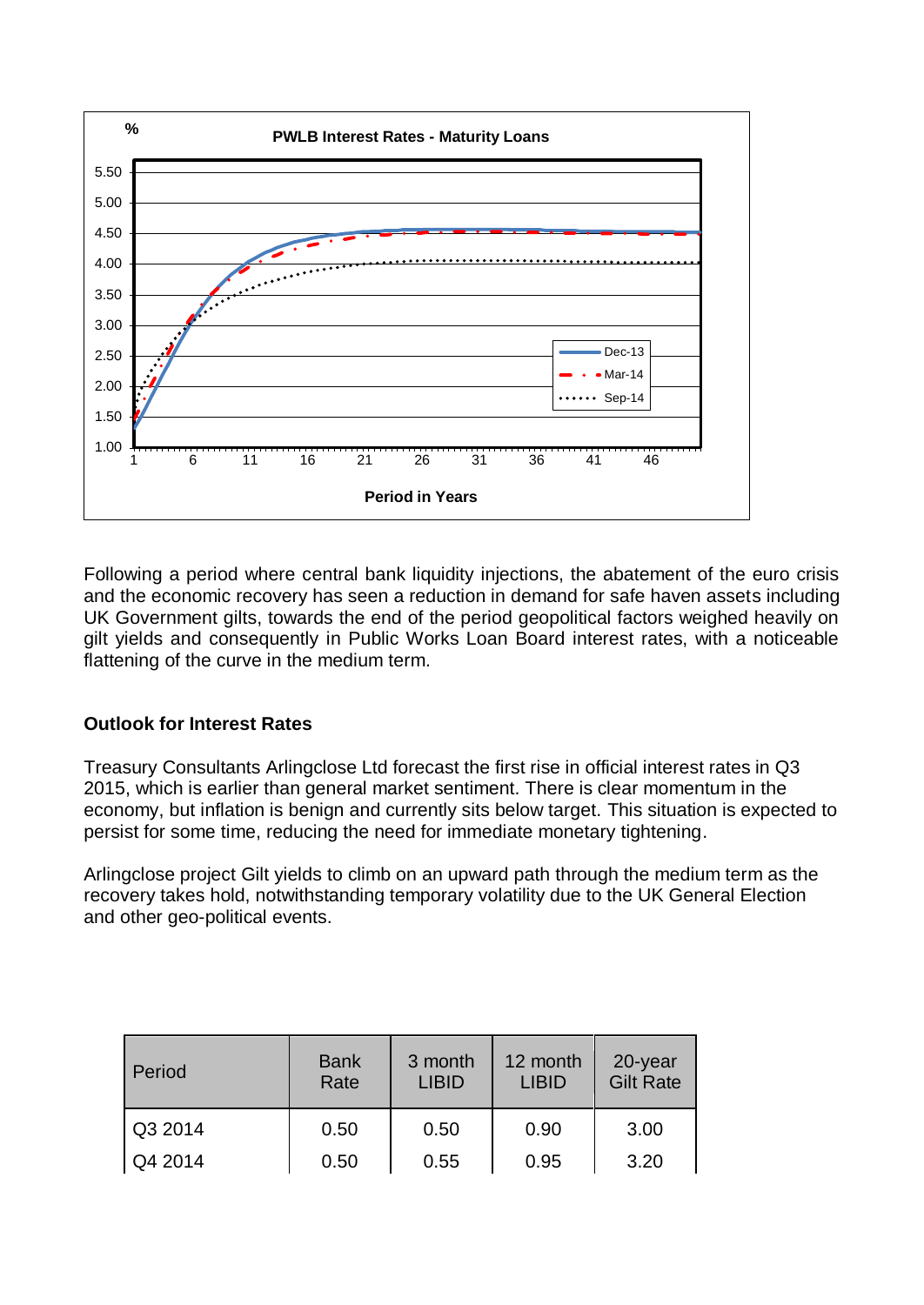**PWLB Interest Rates - Maturity Loans**

Following a period where central bank liquidity injections, the abatement of the euro crisis and the economic recovery has seen a reduction in demand for safe haven assets including UK Government gilts, towards the end of the period geopolitical factors weighed heavily on gilt yields and consequently in Public Works Loan Board interest rates, with a noticeable flattening of the curve in the medium term.

## Outlook for Interest Rates

Treasury Consultants Arlingclose Ltd forecast the first rise in official interest rates in Q3 2015, which is earlier than general market sentiment. There is clear momentum in the economy, but inflation is benign and currently sits below target. This situation is expected to persist for some time, reducing the need for immediate monetary tightening.

Arlingclose project Gilt yields to climb on an upward path through the medium term as the recovery takes hold, notwithstanding temporary volatility due to the UK General Election and other geo-political events.

| Period | Bank Rate | 3 month LIBID | 12 month LIBID | 20-year Gilt Rate |
|---|---|---|---|---|
| Q3 2014 | 0.50 | 0.50 | 0.90 | 3.00 |
| Q4 2014 | 0.50 | 0.55 | 0.95 | 3.20 |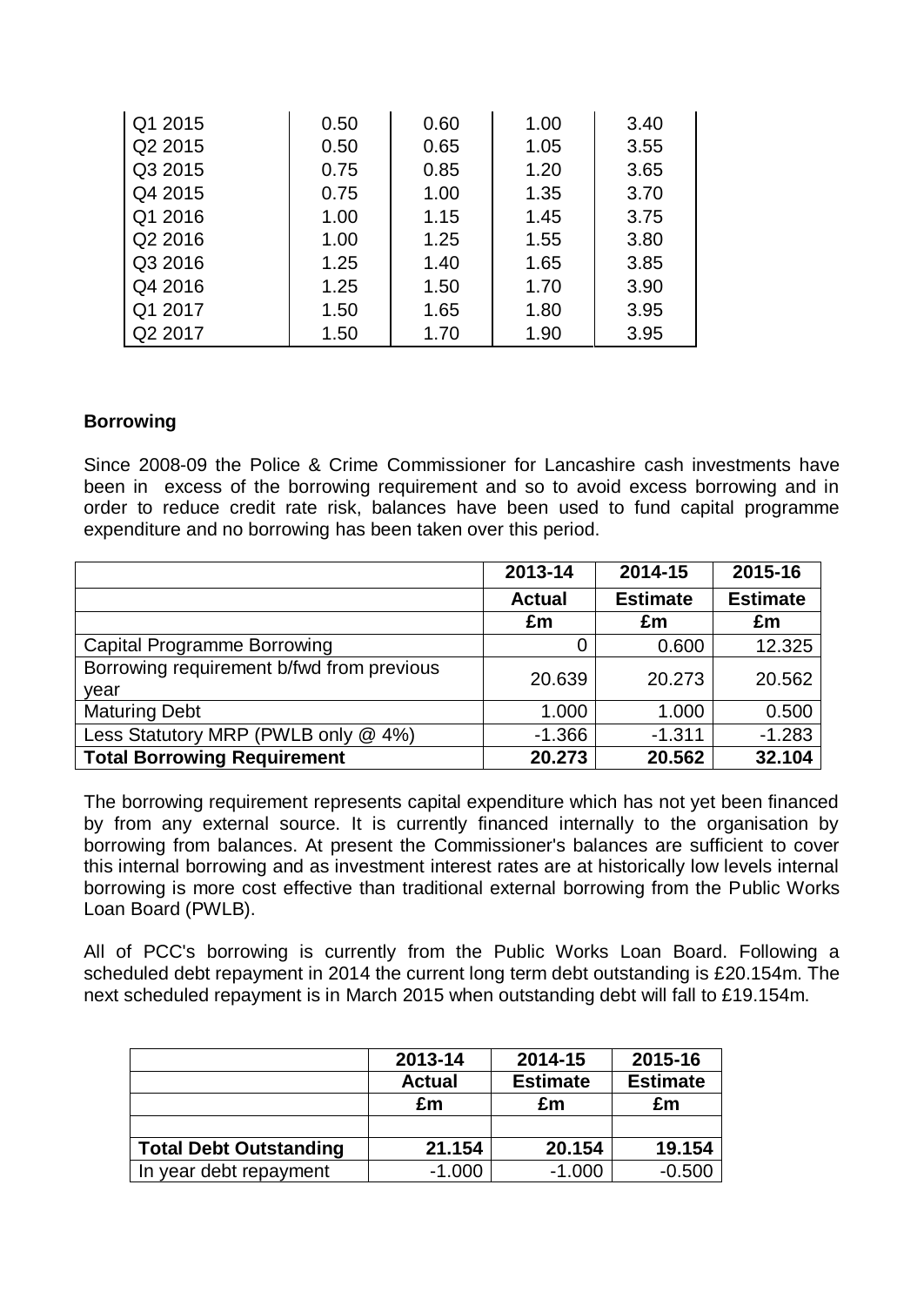| | | | | |
|---|---|---|---|---|
| Q1 2015 | 0.50 | 0.60 | 1.00 | 3.40 |
| Q2 2015 | 0.50 | 0.65 | 1.05 | 3.55 |
| Q3 2015 | 0.75 | 0.85 | 1.20 | 3.65 |
| Q4 2015 | 0.75 | 1.00 | 1.35 | 3.70 |
| Q1 2016 | 1.00 | 1.15 | 1.45 | 3.75 |
| Q2 2016 | 1.00 | 1.25 | 1.55 | 3.80 |
| Q3 2016 | 1.25 | 1.40 | 1.65 | 3.85 |
| Q4 2016 | 1.25 | 1.50 | 1.70 | 3.90 |
| Q1 2017 | 1.50 | 1.65 | 1.80 | 3.95 |
| Q2 2017 | 1.50 | 1.70 | 1.90 | 3.95 |

**Borrowing**

Since 2008-09 the Police & Crime Commissioner for Lancashire cash investments have been in excess of the borrowing requirement and so to avoid excess borrowing and in order to reduce credit rate risk, balances have been used to fund capital programme expenditure and no borrowing has been taken over this period.

| | 2013-14 | 2014-15 | 2015-16 |
|---|---|---|---|
| | **Actual** | **Estimate** | **Estimate** |
| | **£m** | **£m** | **£m** |
| Capital Programme Borrowing | 0 | 0.600 | 12.325 |
| Borrowing requirement b/fwd from previous year | 20.639 | 20.273 | 20.562 |
| Maturing Debt | 1.000 | 1.000 | 0.500 |
| Less Statutory MRP (PWLB only @ 4%) | -1.366 | -1.311 | -1.283 |
| **Total Borrowing Requirement** | **20.273** | **20.562** | **32.104** |

The borrowing requirement represents capital expenditure which has not yet been financed by from any external source. It is currently financed internally to the organisation by borrowing from balances. At present the Commissioner's balances are sufficient to cover this internal borrowing and as investment interest rates are at historically low levels internal borrowing is more cost effective than traditional external borrowing from the Public Works Loan Board (PWLB).

All of PCC's borrowing is currently from the Public Works Loan Board. Following a scheduled debt repayment in 2014 the current long term debt outstanding is £20.154m. The next scheduled repayment is in March 2015 when outstanding debt will fall to £19.154m.

| | 2013-14 | 2014-15 | 2015-16 |
|---|---|---|---|
| | **Actual** | **Estimate** | **Estimate** |
| | **£m** | **£m** | **£m** |
| | | | |
| **Total Debt Outstanding** | **21.154** | **20.154** | **19.154** |
| In year debt repayment | -1.000 | -1.000 | -0.500 |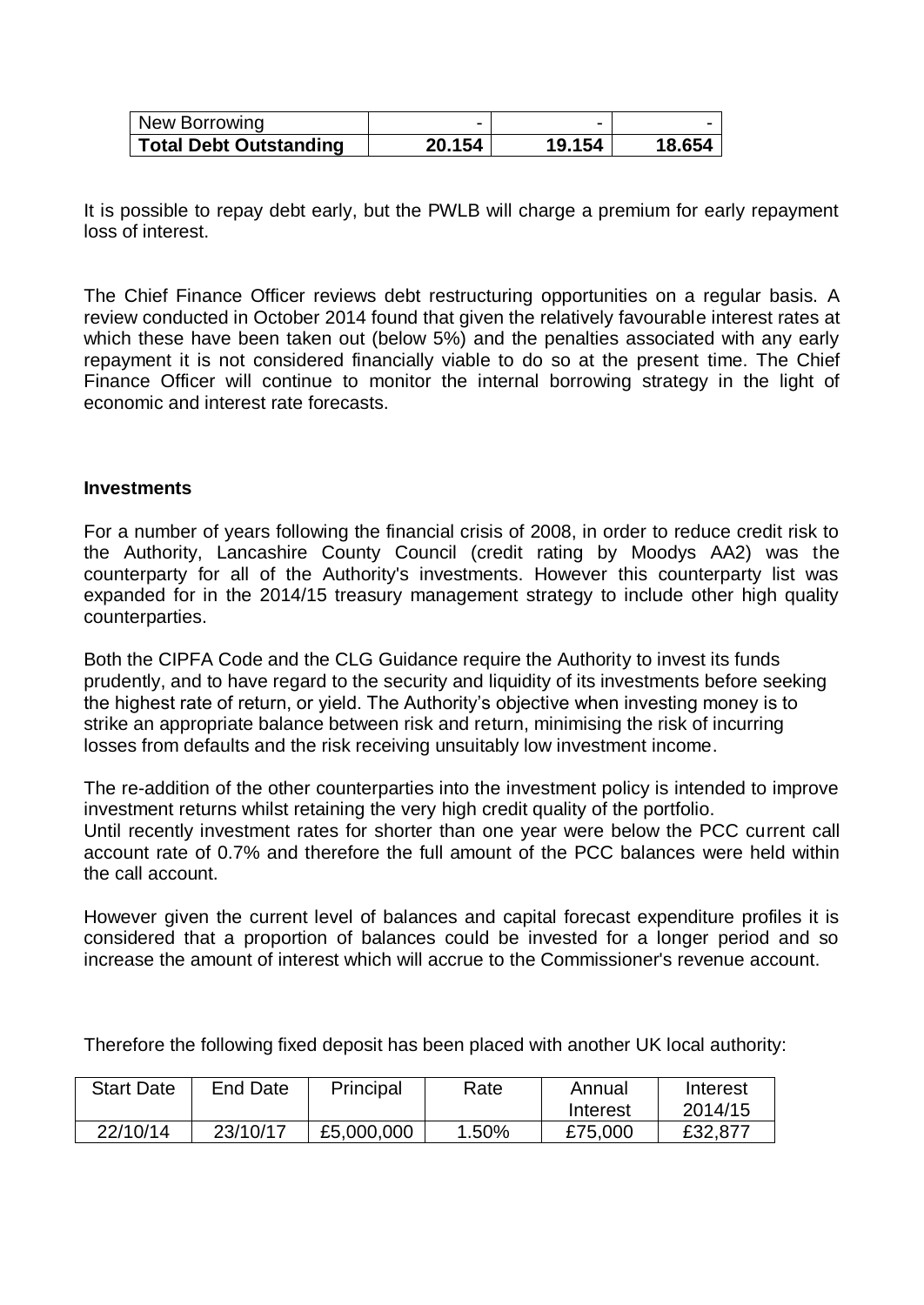| New Borrowing | - | - | - |
|---|---|---|---|
| **Total Debt Outstanding** | **20.154** | **19.154** | **18.654** |

It is possible to repay debt early, but the PWLB will charge a premium for early repayment loss of interest.

The Chief Finance Officer reviews debt restructuring opportunities on a regular basis. A review conducted in October 2014 found that given the relatively favourable interest rates at which these have been taken out (below 5%) and the penalties associated with any early repayment it is not considered financially viable to do so at the present time. The Chief Finance Officer will continue to monitor the internal borrowing strategy in the light of economic and interest rate forecasts.

**Investments**

For a number of years following the financial crisis of 2008, in order to reduce credit risk to the Authority, Lancashire County Council (credit rating by Moodys AA2) was the counterparty for all of the Authority's investments. However this counterparty list was expanded for in the 2014/15 treasury management strategy to include other high quality counterparties.

Both the CIPFA Code and the CLG Guidance require the Authority to invest its funds prudently, and to have regard to the security and liquidity of its investments before seeking the highest rate of return, or yield. The Authority's objective when investing money is to strike an appropriate balance between risk and return, minimising the risk of incurring losses from defaults and the risk receiving unsuitably low investment income.

The re-addition of the other counterparties into the investment policy is intended to improve investment returns whilst retaining the very high credit quality of the portfolio.
Until recently investment rates for shorter than one year were below the PCC current call account rate of 0.7% and therefore the full amount of the PCC balances were held within the call account.

However given the current level of balances and capital forecast expenditure profiles it is considered that a proportion of balances could be invested for a longer period and so increase the amount of interest which will accrue to the Commissioner's revenue account.

Therefore the following fixed deposit has been placed with another UK local authority:

| Start Date | End Date | Principal | Rate | Annual Interest | Interest 2014/15 |
|---|---|---|---|---|---|
| 22/10/14 | 23/10/17 | £5,000,000 | 1.50% | £75,000 | £32,877 |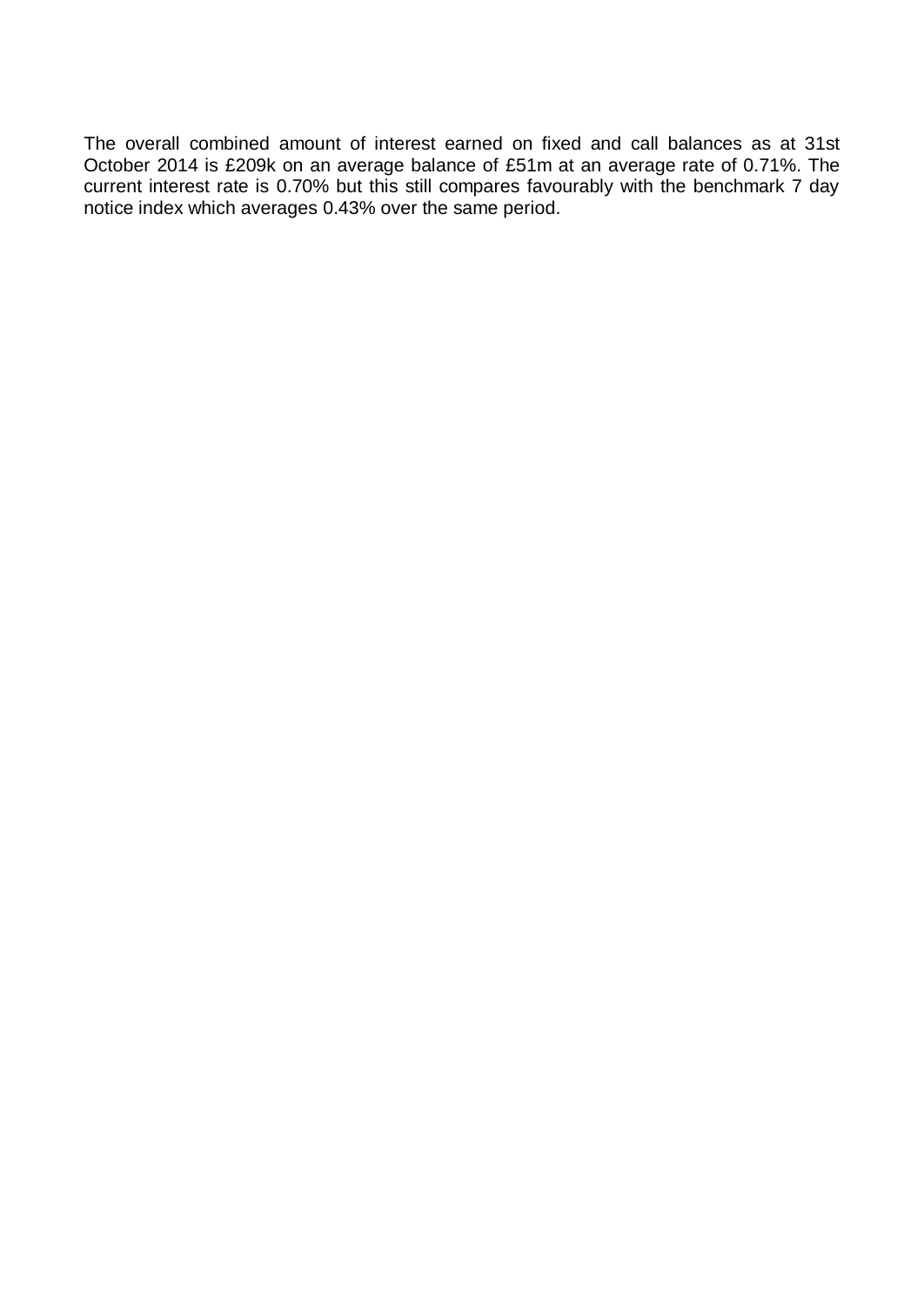The overall combined amount of interest earned on fixed and call balances as at 31st October 2014 is £209k on an average balance of £51m at an average rate of 0.71%. The current interest rate is 0.70% but this still compares favourably with the benchmark 7 day notice index which averages 0.43% over the same period.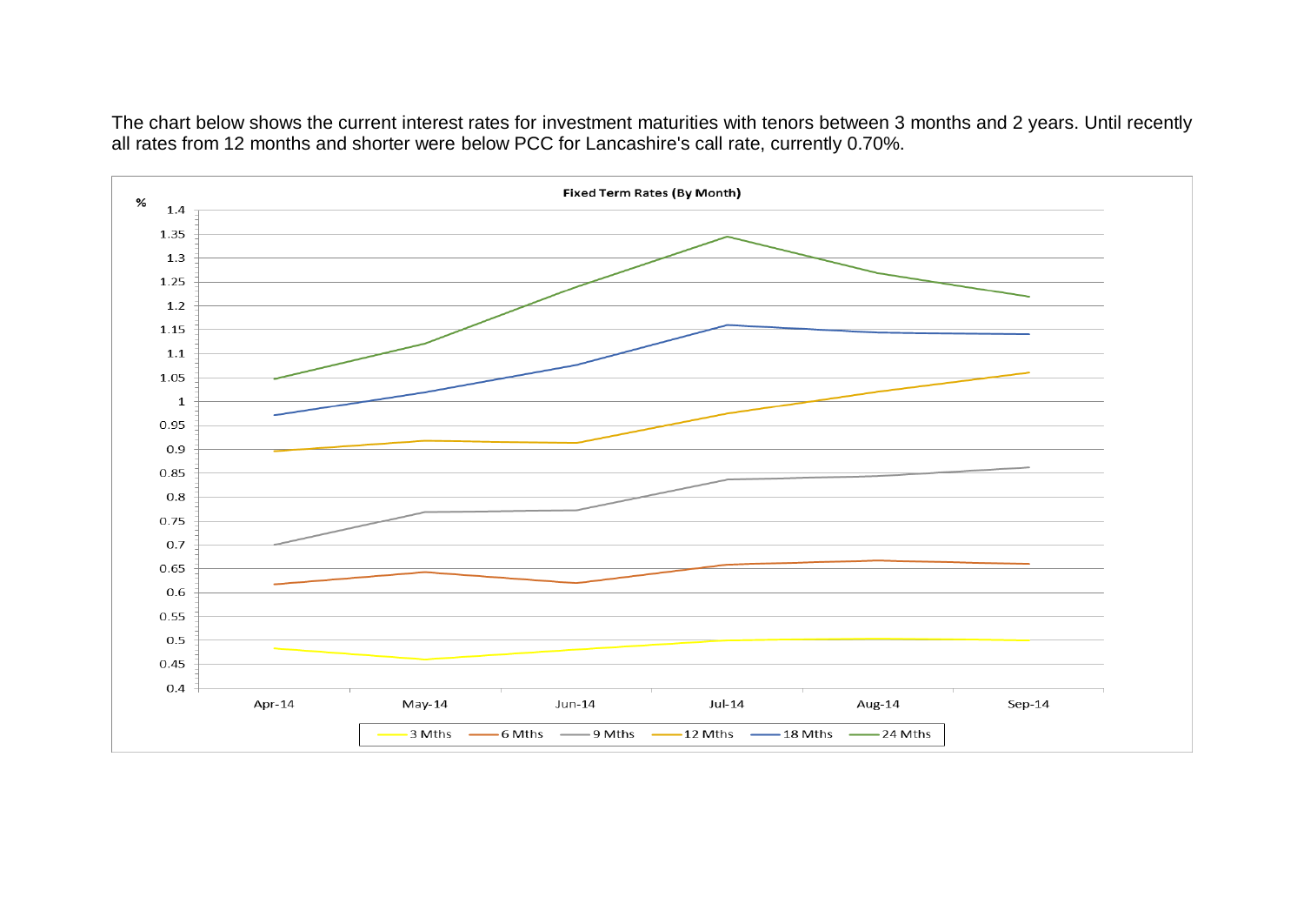The chart below shows the current interest rates for investment maturities with tenors between 3 months and 2 years. Until recently all rates from 12 months and shorter were below PCC for Lancashire's call rate, currently 0.70%.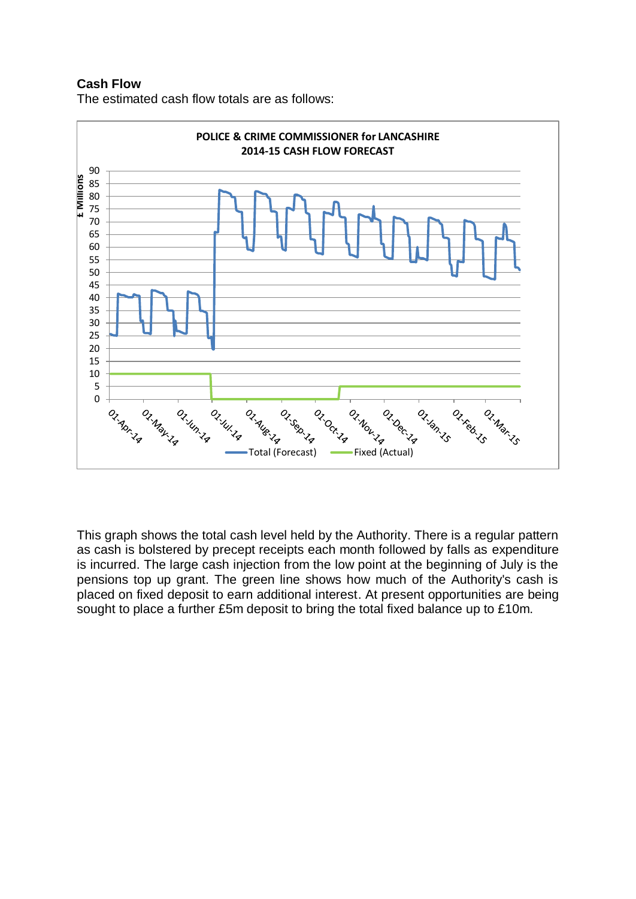**Cash Flow**

The estimated cash flow totals are as follows:

This graph shows the total cash level held by the Authority. There is a regular pattern as cash is bolstered by precept receipts each month followed by falls as expenditure is incurred. The large cash injection from the low point at the beginning of July is the pensions top up grant. The green line shows how much of the Authority's cash is placed on fixed deposit to earn additional interest. At present opportunities are being sought to place a further £5m deposit to bring the total fixed balance up to £10m.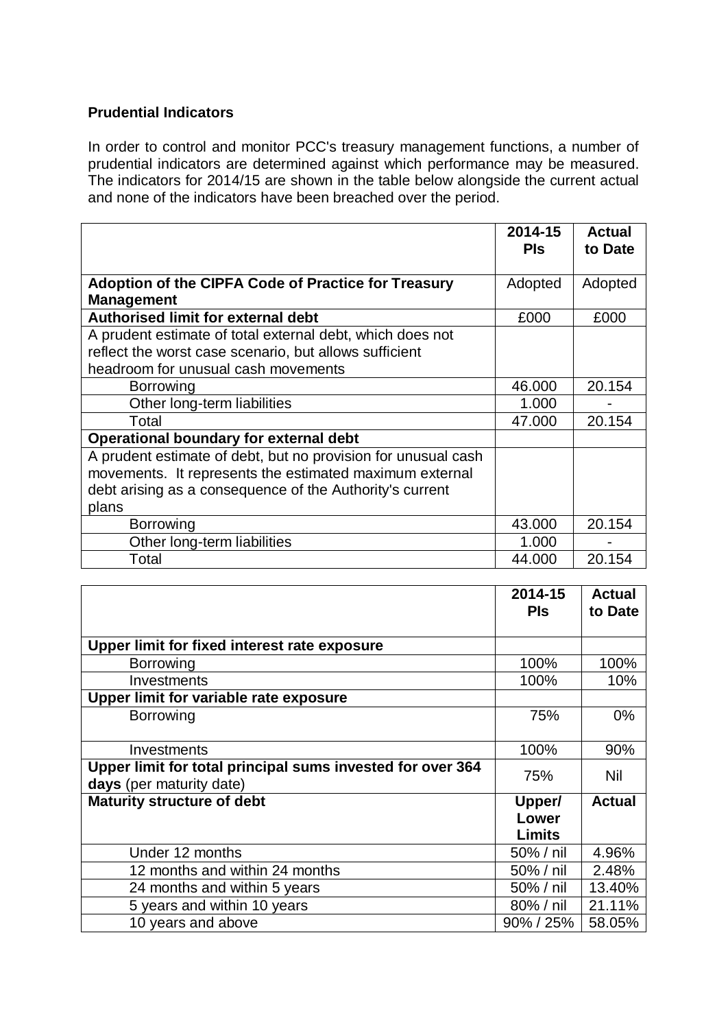**Prudential Indicators**

In order to control and monitor PCC's treasury management functions, a number of prudential indicators are determined against which performance may be measured. The indicators for 2014/15 are shown in the table below alongside the current actual and none of the indicators have been breached over the period.

| | 2014-15 PIs | Actual to Date |
|---|---|---|
| **Adoption of the CIPFA Code of Practice for Treasury Management** | Adopted | Adopted |
| **Authorised limit for external debt** | £000 | £000 |
| A prudent estimate of total external debt, which does not reflect the worst case scenario, but allows sufficient headroom for unusual cash movements | | |
| Borrowing | 46.000 | 20.154 |
| Other long-term liabilities | 1.000 | - |
| Total | 47.000 | 20.154 |
| **Operational boundary for external debt** | | |
| A prudent estimate of debt, but no provision for unusual cash movements. It represents the estimated maximum external debt arising as a consequence of the Authority's current plans | | |
| Borrowing | 43.000 | 20.154 |
| Other long-term liabilities | 1.000 | - |
| Total | 44.000 | 20.154 |

| | 2014-15 PIs | Actual to Date |
|---|---|---|
| **Upper limit for fixed interest rate exposure** | | |
| Borrowing | 100% | 100% |
| Investments | 100% | 10% |
| **Upper limit for variable rate exposure** | | |
| Borrowing | 75% | 0% |
| Investments | 100% | 90% |
| **Upper limit for total principal sums invested for over 364 days** (per maturity date) | 75% | Nil |
| **Maturity structure of debt** | **Upper/ Lower Limits** | **Actual** |
| Under 12 months | 50% / nil | 4.96% |
| 12 months and within 24 months | 50% / nil | 2.48% |
| 24 months and within 5 years | 50% / nil | 13.40% |
| 5 years and within 10 years | 80% / nil | 21.11% |
| 10 years and above | 90% / 25% | 58.05% |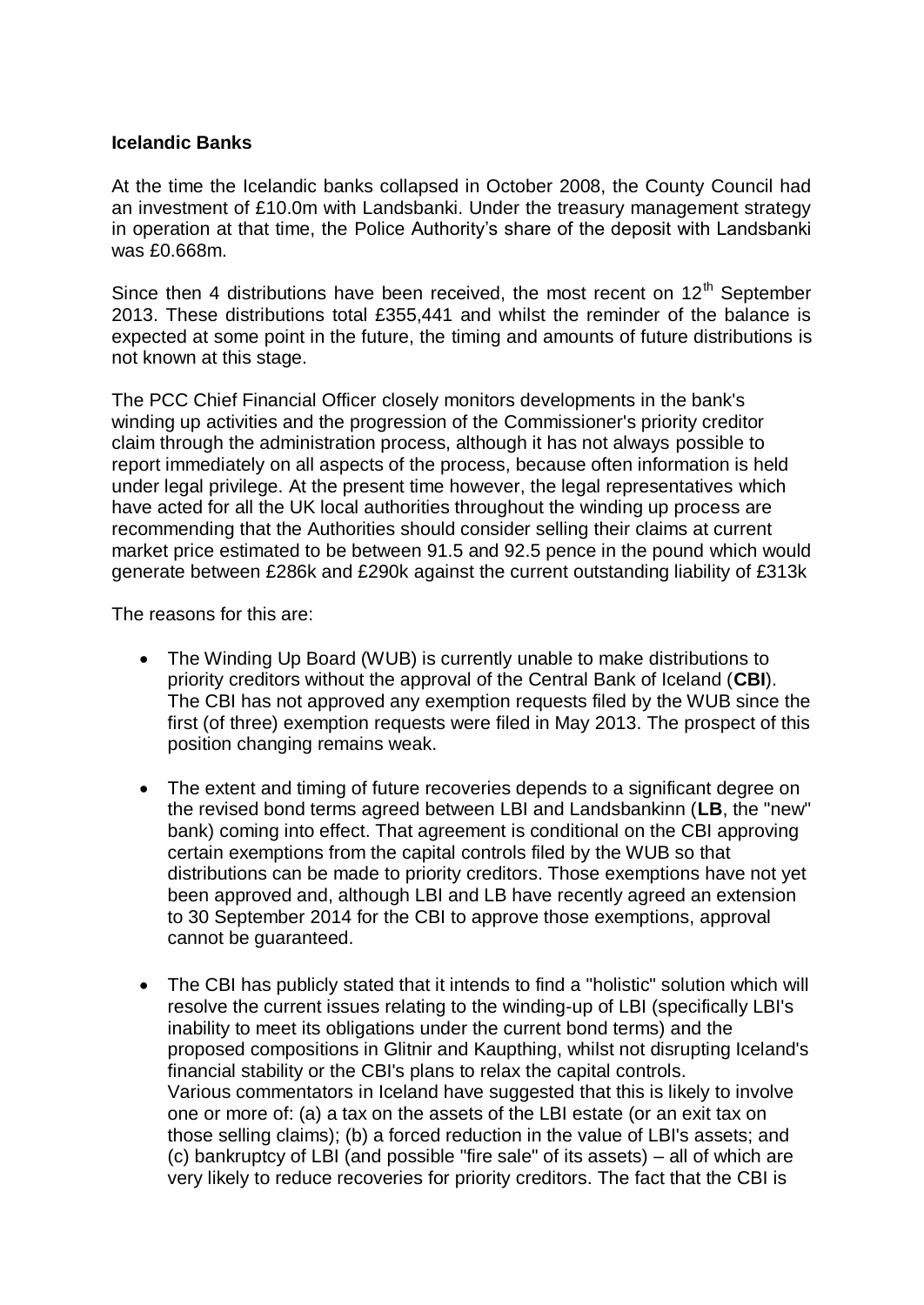**Icelandic Banks**

At the time the Icelandic banks collapsed in October 2008, the County Council had an investment of £10.0m with Landsbanki. Under the treasury management strategy in operation at that time, the Police Authority's share of the deposit with Landsbanki was £0.668m.

Since then 4 distributions have been received, the most recent on 12th September 2013. These distributions total £355,441 and whilst the reminder of the balance is expected at some point in the future, the timing and amounts of future distributions is not known at this stage.

The PCC Chief Financial Officer closely monitors developments in the bank's winding up activities and the progression of the Commissioner's priority creditor claim through the administration process, although it has not always possible to report immediately on all aspects of the process, because often information is held under legal privilege. At the present time however, the legal representatives which have acted for all the UK local authorities throughout the winding up process are recommending that the Authorities should consider selling their claims at current market price estimated to be between 91.5 and 92.5 pence in the pound which would generate between £286k and £290k against the current outstanding liability of £313k

The reasons for this are:

- The Winding Up Board (WUB) is currently unable to make distributions to priority creditors without the approval of the Central Bank of Iceland (**CBI**). The CBI has not approved any exemption requests filed by the WUB since the first (of three) exemption requests were filed in May 2013. The prospect of this position changing remains weak.

- The extent and timing of future recoveries depends to a significant degree on the revised bond terms agreed between LBI and Landsbankinn (**LB**, the "new" bank) coming into effect. That agreement is conditional on the CBI approving certain exemptions from the capital controls filed by the WUB so that distributions can be made to priority creditors. Those exemptions have not yet been approved and, although LBI and LB have recently agreed an extension to 30 September 2014 for the CBI to approve those exemptions, approval cannot be guaranteed.

- The CBI has publicly stated that it intends to find a "holistic" solution which will resolve the current issues relating to the winding-up of LBI (specifically LBI's inability to meet its obligations under the current bond terms) and the proposed compositions in Glitnir and Kaupthing, whilst not disrupting Iceland's financial stability or the CBI's plans to relax the capital controls.
  Various commentators in Iceland have suggested that this is likely to involve one or more of: (a) a tax on the assets of the LBI estate (or an exit tax on those selling claims); (b) a forced reduction in the value of LBI's assets; and (c) bankruptcy of LBI (and possible "fire sale" of its assets) – all of which are very likely to reduce recoveries for priority creditors. The fact that the CBI is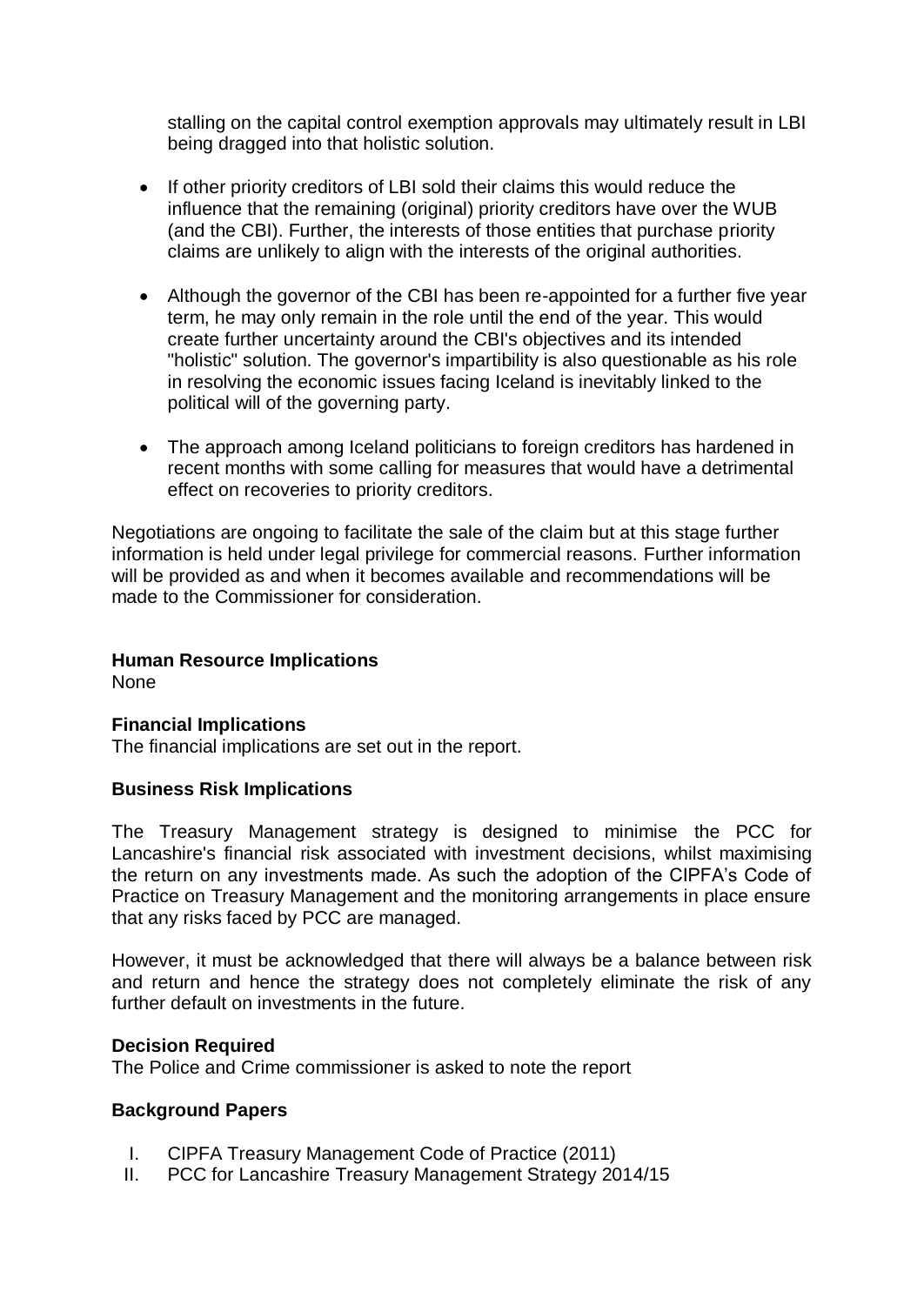stalling on the capital control exemption approvals may ultimately result in LBI being dragged into that holistic solution.

- If other priority creditors of LBI sold their claims this would reduce the influence that the remaining (original) priority creditors have over the WUB (and the CBI). Further, the interests of those entities that purchase priority claims are unlikely to align with the interests of the original authorities.
- Although the governor of the CBI has been re-appointed for a further five year term, he may only remain in the role until the end of the year. This would create further uncertainty around the CBI's objectives and its intended "holistic" solution. The governor's impartibility is also questionable as his role in resolving the economic issues facing Iceland is inevitably linked to the political will of the governing party.
- The approach among Iceland politicians to foreign creditors has hardened in recent months with some calling for measures that would have a detrimental effect on recoveries to priority creditors.

Negotiations are ongoing to facilitate the sale of the claim but at this stage further information is held under legal privilege for commercial reasons. Further information will be provided as and when it becomes available and recommendations will be made to the Commissioner for consideration.

**Human Resource Implications**
None

**Financial Implications**
The financial implications are set out in the report.

**Business Risk Implications**

The Treasury Management strategy is designed to minimise the PCC for Lancashire's financial risk associated with investment decisions, whilst maximising the return on any investments made. As such the adoption of the CIPFA's Code of Practice on Treasury Management and the monitoring arrangements in place ensure that any risks faced by PCC are managed.

However, it must be acknowledged that there will always be a balance between risk and return and hence the strategy does not completely eliminate the risk of any further default on investments in the future.

**Decision Required**
The Police and Crime commissioner is asked to note the report

**Background Papers**

I. CIPFA Treasury Management Code of Practice (2011)
II. PCC for Lancashire Treasury Management Strategy 2014/15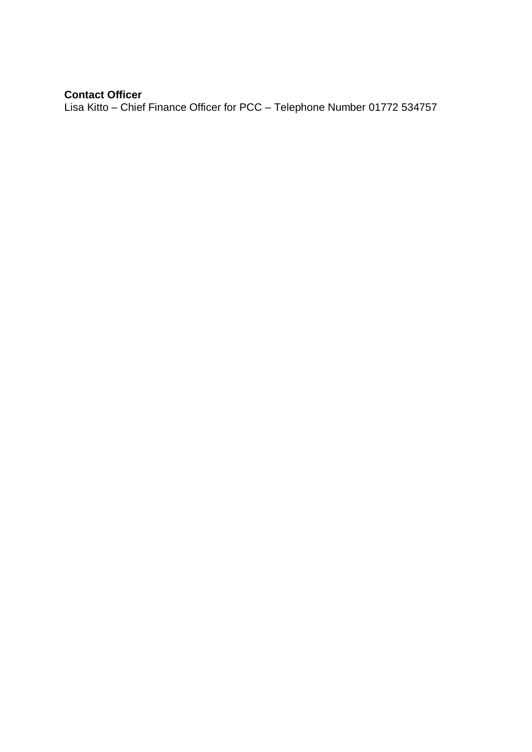**Contact Officer**
Lisa Kitto – Chief Finance Officer for PCC – Telephone Number 01772 534757